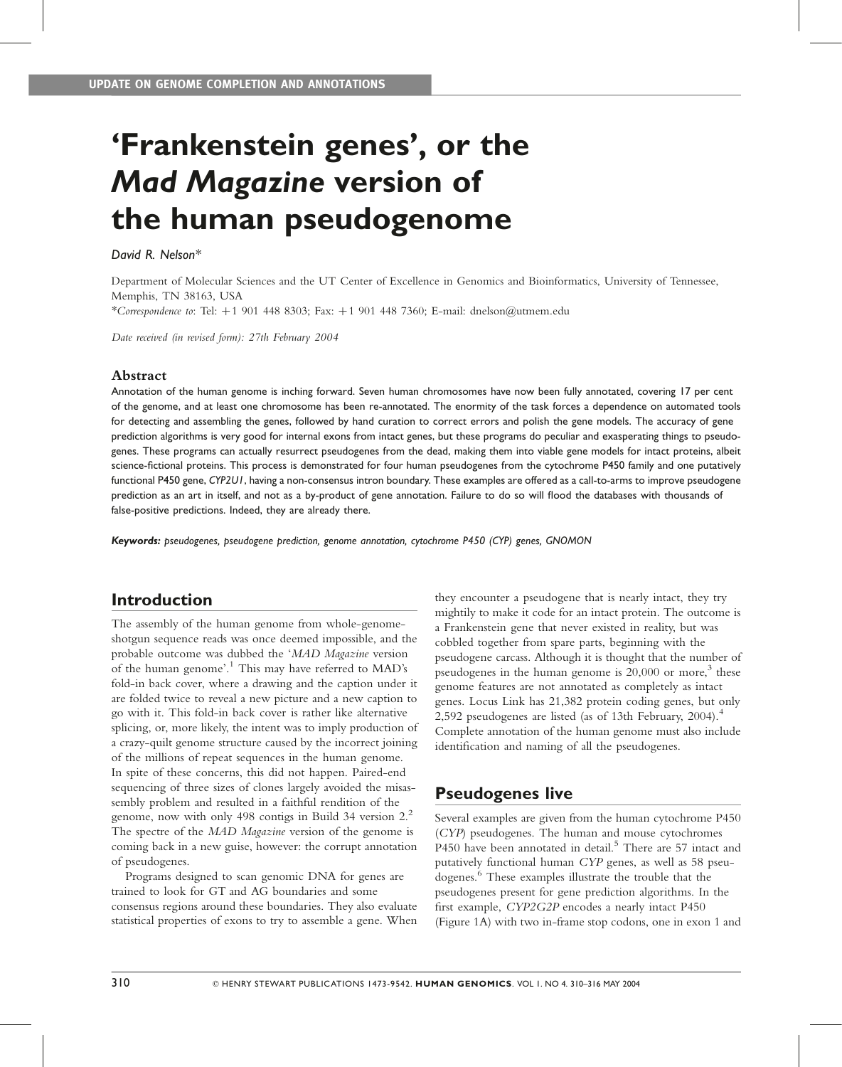UPDATE ON GENOME COMPLETION AND ANNOTATIONS

# 'Frankenstein genes', or the *Mad Magazine* version of the human pseudogenome

*David R. Nelson**

Department of Molecular Sciences and the UT Center of Excellence in Genomics and Bioinformatics, University of Tennessee, Memphis, TN 38163, USA

**Correspondence to*: Tel: +1 901 448 8303; Fax: +1 901 448 7360; E-mail: dnelson@utmem.edu

*Date received (in revised form): 27th February 2004*

### Abstract

Annotation of the human genome is inching forward. Seven human chromosomes have now been fully annotated, covering 17 per cent of the genome, and at least one chromosome has been re-annotated. The enormity of the task forces a dependence on automated tools for detecting and assembling the genes, followed by hand curation to correct errors and polish the gene models. The accuracy of gene prediction algorithms is very good for internal exons from intact genes, but these programs do peculiar and exasperating things to pseudogenes. These programs can actually resurrect pseudogenes from the dead, making them into viable gene models for intact proteins, albeit science-fictional proteins. This process is demonstrated for four human pseudogenes from the cytochrome P450 family and one putatively functional P450 gene, *CYP2U1*, having a non-consensus intron boundary. These examples are offered as a call-to-arms to improve pseudogene prediction as an art in itself, and not as a by-product of gene annotation. Failure to do so will flood the databases with thousands of false-positive predictions. Indeed, they are already there.

***Keywords:*** *pseudogenes, pseudogene prediction, genome annotation, cytochrome P450 (CYP) genes, GNOMON*

## Introduction

The assembly of the human genome from whole-genome-shotgun sequence reads was once deemed impossible, and the probable outcome was dubbed the '*MAD Magazine* version of the human genome'.[1] This may have referred to MAD's fold-in back cover, where a drawing and the caption under it are folded twice to reveal a new picture and a new caption to go with it. This fold-in back cover is rather like alternative splicing, or, more likely, the intent was to imply production of a crazy-quilt genome structure caused by the incorrect joining of the millions of repeat sequences in the human genome. In spite of these concerns, this did not happen. Paired-end sequencing of three sizes of clones largely avoided the misassembly problem and resulted in a faithful rendition of the genome, now with only 498 contigs in Build 34 version 2.[2] The spectre of the *MAD Magazine* version of the genome is coming back in a new guise, however: the corrupt annotation of pseudogenes.

Programs designed to scan genomic DNA for genes are trained to look for GT and AG boundaries and some consensus regions around these boundaries. They also evaluate statistical properties of exons to try to assemble a gene. When they encounter a pseudogene that is nearly intact, they try mightily to make it code for an intact protein. The outcome is a Frankenstein gene that never existed in reality, but was cobbled together from spare parts, beginning with the pseudogene carcass. Although it is thought that the number of pseudogenes in the human genome is 20,000 or more,[3] these genome features are not annotated as completely as intact genes. Locus Link has 21,382 protein coding genes, but only 2,592 pseudogenes are listed (as of 13th February, 2004).[4] Complete annotation of the human genome must also include identification and naming of all the pseudogenes.

## Pseudogenes live

Several examples are given from the human cytochrome P450 (*CYP*) pseudogenes. The human and mouse cytochromes P450 have been annotated in detail.[5] There are 57 intact and putatively functional human *CYP* genes, as well as 58 pseudogenes.[6] These examples illustrate the trouble that the pseudogenes present for gene prediction algorithms. In the first example, *CYP2G2P* encodes a nearly intact P450 (Figure 1A) with two in-frame stop codons, one in exon 1 and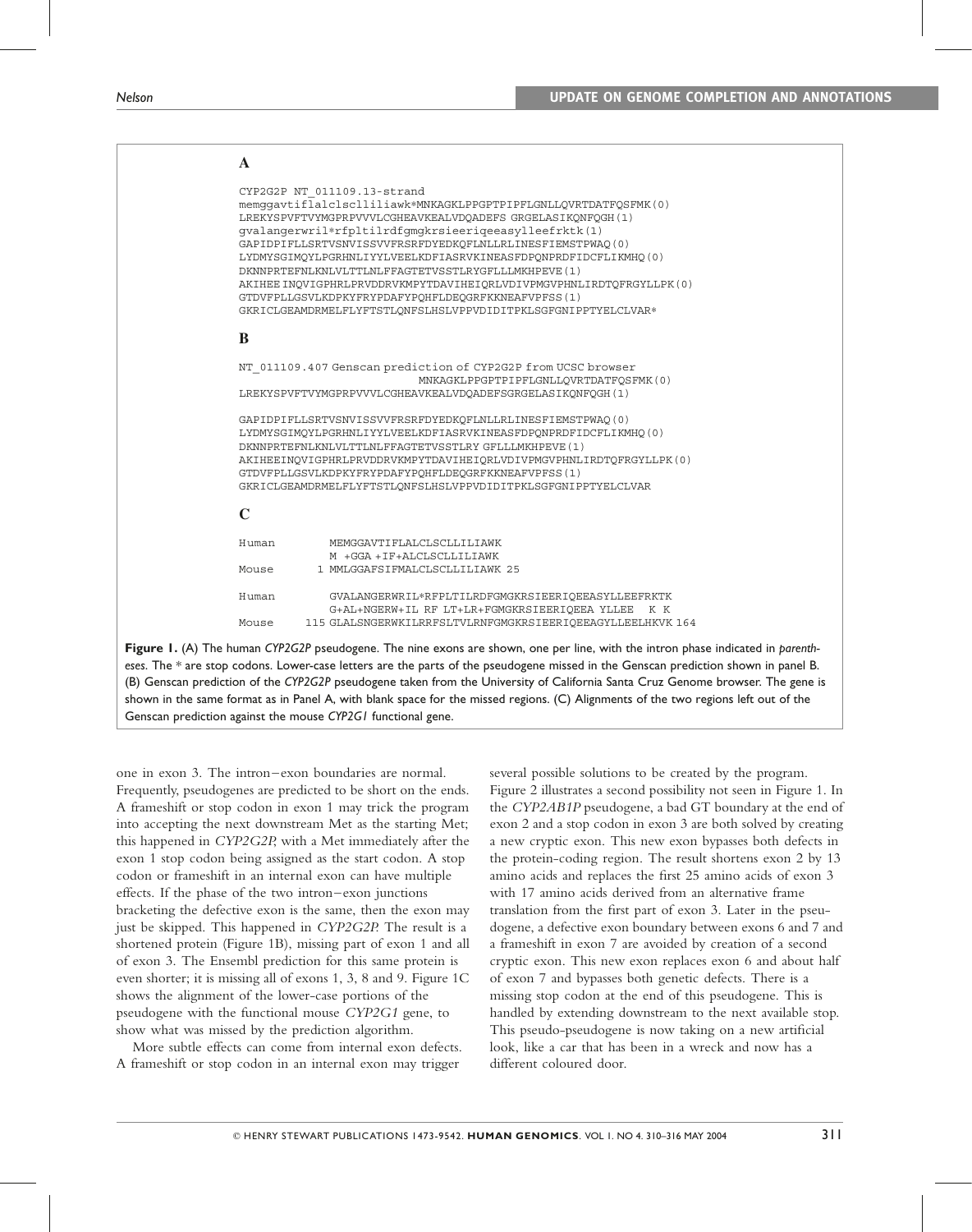**A**

```
CYP2G2P NT_011109.13-strand
memggavtiflalclscllliliawk*MNKAGKLPPGPTPIPFLGNLLQVRTDATFQSFMK(0)
LREKYSPVFTVYMGPRPVVVLCGHEAVKEALVDQADEFS GRGELASIKQNFQGH(1)
gvalangerwril*rfpltilrdfgmgkrsieeriqeeasylleefrktk(1)
GAPIDPIFLLSRTVSNVISSVVFRSRFDYEDKQFLNLLRLINESFIEMSTPWAQ(0)
LYDMYSGIMQYLPGRHNLIYYLVEELKDFIASRVKINEASFDPQNPRDFIDCFLIKMHQ(0)
DKNNPRTEFNLKNLVLTTLNLFFAGTETVSSTLRYGFLLLMKHPEVE(1)
AKIHEE INQVIGPHRLPRVDDRVKMPYTDAVIHEIQRLVDIVPMGVPHNLIRDTQFRGYLLPK(0)
GTDVFPLLGSVLKDPKYFRYPDAFYPQHFLDEQGRFKKNEAFVPFSS(1)
GKRICLGEAMDRMELFLYFTSTLQNFSLHSLVPPVDIDITPKLSGFGNIPPTYELCLVAR*
```

**B**

```
NT_011109.407 Genscan prediction of CYP2G2P from UCSC browser
                            MNKAGKLPPGPTPIPFLGNLLQVRTDATFQSFMK(0)
LREKYSPVFTVYMGPRPVVVLCGHEAVKEALVDQADEFSGRGELASIKQNFQGH(1)

GAPIDPIFLLSRTVSNVISSVVFRSRFDYEDKQFLNLLRLINESFIEMSTPWAQ(0)
LYDMYSGIMQYLPGRHNLIYYLVEELKDFIASRVKINEASFDPQNPRDFIDCFLIKMHQ(0)
DKNNPRTEFNLKNLVLTTLNLFFAGTETVSSTLRY GFLLLMKHPEVE(1)
AKIHEEINQVIGPHRLPRVDDRVKMPYTDAVIHEIQRLVDIVPMGVPHNLIRDTQFRGYLLPK(0)
GTDVFPLLGSVLKDPKYFRYPDAFYPQHFLDEQGRFKKNEAFVPFSS(1)
GKRICLGEAMDRMELFLYFTSTLQNFSLHSLVPPVDIDITPKLSGFGNIPPTYELCLVAR
```

**C**

```
Human          MEMGGAVTIFLALCLSCLLILIAWK
               M +GGA +IF+ALCLSCLLILIAWK
Mouse        1 MMLGGAFSIFMALCLSCLLILIAWK 25

Human          GVALANGERWRIL*RFPLTILRDFGMGKRSIEERIQEEASYLLEEFRKTK
               G+AL+NGERW+IL RF LT+LR+FGMGKRSIEERIQEEA YLLEE  K K
Mouse      115 GLALSNGERWKILRRFSLTVLRNFGMGKRSIEERIQEEAGYLLEELHKVK 164
```

**Figure 1.** (A) The human *CYP2G2P* pseudogene. The nine exons are shown, one per line, with the intron phase indicated in *parentheses*. The * are stop codons. Lower-case letters are the parts of the pseudogene missed in the Genscan prediction shown in panel B. (B) Genscan prediction of the *CYP2G2P* pseudogene taken from the University of California Santa Cruz Genome browser. The gene is shown in the same format as in Panel A, with blank space for the missed regions. (C) Alignments of the two regions left out of the Genscan prediction against the mouse *CYP2G1* functional gene.

one in exon 3. The intron–exon boundaries are normal. Frequently, pseudogenes are predicted to be short on the ends. A frameshift or stop codon in exon 1 may trick the program into accepting the next downstream Met as the starting Met; this happened in *CYP2G2P*, with a Met immediately after the exon 1 stop codon being assigned as the start codon. A stop codon or frameshift in an internal exon can have multiple effects. If the phase of the two intron–exon junctions bracketing the defective exon is the same, then the exon may just be skipped. This happened in *CYP2G2P*. The result is a shortened protein (Figure 1B), missing part of exon 1 and all of exon 3. The Ensembl prediction for this same protein is even shorter; it is missing all of exons 1, 3, 8 and 9. Figure 1C shows the alignment of the lower-case portions of the pseudogene with the functional mouse *CYP2G1* gene, to show what was missed by the prediction algorithm.

More subtle effects can come from internal exon defects. A frameshift or stop codon in an internal exon may trigger several possible solutions to be created by the program. Figure 2 illustrates a second possibility not seen in Figure 1. In the *CYP2AB1P* pseudogene, a bad GT boundary at the end of exon 2 and a stop codon in exon 3 are both solved by creating a new cryptic exon. This new exon bypasses both defects in the protein-coding region. The result shortens exon 2 by 13 amino acids and replaces the first 25 amino acids of exon 3 with 17 amino acids derived from an alternative frame translation from the first part of exon 3. Later in the pseudogene, a defective exon boundary between exons 6 and 7 and a frameshift in exon 7 are avoided by creation of a second cryptic exon. This new exon replaces exon 6 and about half of exon 7 and bypasses both genetic defects. There is a missing stop codon at the end of this pseudogene. This is handled by extending downstream to the next available stop. This pseudo-pseudogene is now taking on a new artificial look, like a car that has been in a wreck and now has a different coloured door.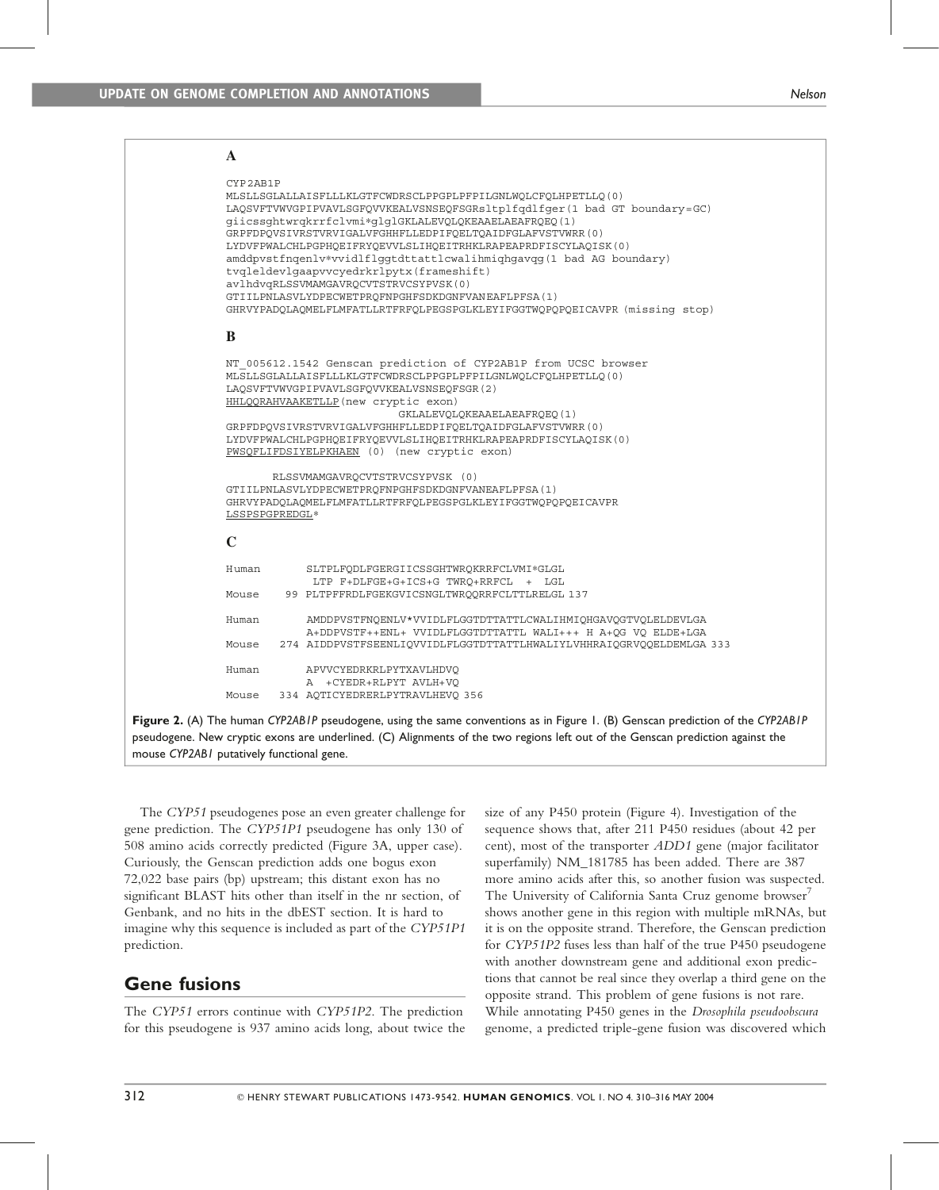**A**

```
CYP2AB1P
MLSLLSGLALLAISFLLLKLGTFCWDRSCLPPGPLPFPILGNLWQLCFQLHPETLLQ(0)
LAQSVFTVWVGPIPVAVLSGFQVVKEALVSNSEQFSGRsltplfqdlfger(1 bad GT boundary=GC)
giicssghtwrqkrrfclvmi*glglGKLALEVQLQKEAAELAEAFRQEQ(1)
GRPFDPQVSIVRSTVRVIGALVFGHHFLLEDPIFQELTQAIDFGLAFVSTVWRR(0)
LYDVFPWALCHLPGPHQEIFRYQEVVLSLIHQEITRHKLRAPEAPRDFISCYLAQISK(0)
amddpvstfnqenlv*vvidlflggtdttattlcwalihmiqhgavqg(1 bad AG boundary)
tvqleldevlgaapvvcyedrkrlpytx(frameshift)
avlhdvqRLSSVMAMGAVRQCVTSTRVCSYPVSK(0)
GTIILPNLASVLYDPECWETPRQFNPGHFSDKDGNFVANEAFLPFSA(1)
GHRVYPADQLAQMELFLMFATLLRTFRFQLPEGSPGLKLEYIFGGTWQPQPQEICAVPR(missing stop)
```

**B**

```
NT_005612.1542 Genscan prediction of CYP2AB1P from UCSC browser
MLSLLSGLALLAISFLLLKLGTFCWDRSCLPPGPLPFPILGNLWQLCFQLHPETLLQ(0)
LAQSVFTVWVGPIPVAVLSGFQVVKEALVSNSEQFSGR(2)
HHLQQRAHVAAKETLLP(new cryptic exon)
                          GKLALEVQLQKEAAELAEAFRQEQ(1)
GRPFDPQVSIVRSTVRVIGALVFGHHFLLEDPIFQELTQAIDFGLAFVSTVWRR(0)
LYDVFPWALCHLPGPHQEIFRYQEVVLSLIHQEITRHKLRAPEAPRDFISCYLAQISK(0)
PWSQFLIFDSIYELPKHAEN (0) (new cryptic exon)

       RLSSVMAMGAVRQCVTSTRVCSYPVSK (0)
GTIILPNLASVLYDPECWETPRQFNPGHFSDKDGNFVANEAFLPFSA(1)
GHRVYPADQLAQMELFLMFATLLRTFRFQLPEGSPGLKLEYIFGGTWQPQPQEICAVPR
LSSPSPGPREDGL*
```

**C**

```
Human        SLTPLFQDLFGERGIICSSGHTWRQKRRFCLVMI*GLGL
              LTP F+DLFGE+G+ICS+G TWRQ+RRFCL  +  LGL
Mouse    99  PLTPFFRDLFGEKGVICSNGLTWRQQRRFCLTTLRELGL 137

Human        AMDDPVSTFNQENLV*VVIDLFLGGTDTTATTLCWALIHMIQHGAVQGTVQLELDEVLGA
             A+DDPVSTF++ENL+ VVIDLFLGGTDTTATTL WALI+++ H A+QG VQ ELDE+LGA
Mouse   274  AIDDPVSTFSEENLIQVVIDLFLGGTDTTATTLHWALIYLVHHRAIQGRVQQELDEMLGA 333

Human        APVVCYEDRKRLPYTXAVLHDVQ
             A  +CYEDR+RLPYT AVLH+VQ
Mouse   334  AQTICYEDRERLPYTRAVLHEVQ 356
```

**Figure 2.** (A) The human *CYP2AB1P* pseudogene, using the same conventions as in Figure 1. (B) Genscan prediction of the *CYP2AB1P* pseudogene. New cryptic exons are underlined. (C) Alignments of the two regions left out of the Genscan prediction against the mouse *CYP2AB1* putatively functional gene.

The *CYP51* pseudogenes pose an even greater challenge for gene prediction. The *CYP51P1* pseudogene has only 130 of 508 amino acids correctly predicted (Figure 3A, upper case). Curiously, the Genscan prediction adds one bogus exon 72,022 base pairs (bp) upstream; this distant exon has no significant BLAST hits other than itself in the nr section, of Genbank, and no hits in the dbEST section. It is hard to imagine why this sequence is included as part of the *CYP51P1* prediction.

## Gene fusions

The *CYP51* errors continue with *CYP51P2*. The prediction for this pseudogene is 937 amino acids long, about twice the size of any P450 protein (Figure 4). Investigation of the sequence shows that, after 211 P450 residues (about 42 per cent), most of the transporter *ADD1* gene (major facilitator superfamily) NM_181785 has been added. There are 387 more amino acids after this, so another fusion was suspected. The University of California Santa Cruz genome browser[7] shows another gene in this region with multiple mRNAs, but it is on the opposite strand. Therefore, the Genscan prediction for *CYP51P2* fuses less than half of the true P450 pseudogene with another downstream gene and additional exon predictions that cannot be real since they overlap a third gene on the opposite strand. This problem of gene fusions is not rare. While annotating P450 genes in the *Drosophila pseudoobscura* genome, a predicted triple-gene fusion was discovered which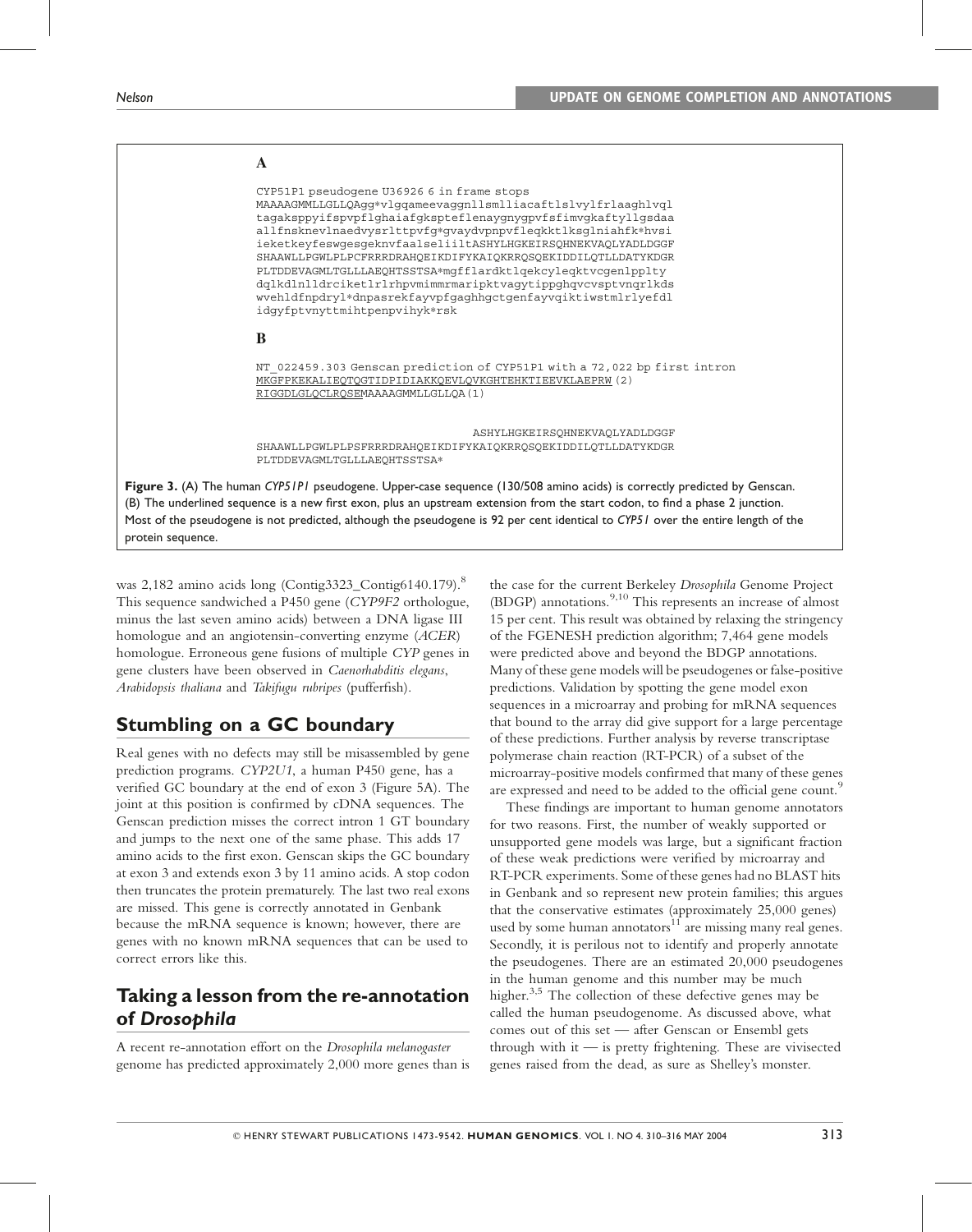**A**

```
CYP51P1 pseudogene U36926 6 in frame stops
MAAAAGMMLLGLLQAgg*vlgqameevaggnllsmlliacaftlslvylfrlaaghlvql
tagaksppyifspvpflghaiafgkspteflenaygnygpvfsfimvgkaftyllgsdaa
allfnsknevlnaedvysrlttpvfg*gvaydvpnpvfleqkktlksglniahfk*hvsi
ieketkeyfeswgesgeknvfaalseliiltASHYLHGKEIRSQHNEKVAQLYADLDGGF
SHAAWLLPGWLPLPCFRRRDRAHQEIKDIFYKAIQKRRQSQEKIDDILQTLLDATYKDGR
PLTDDEVAGMLTGLLLAEQHTSSTSA*mgfflardktlqekcyleqktvcgenlpplty
dqlkdlnlldrciketlrlrhpvmimmrmaripktvagytippghqvcvsptvnqrlkds
wvehldfnpdryl*dnpasrekfayvpfgaghhgctgenfayvqiktiwstmlrlyefdl
idgyfptvnyttmihtpenpvihyk*rsk
```

**B**

```
NT_022459.303 Genscan prediction of CYP51P1 with a 72,022 bp first intron
MKGFPKEKALIEQTQGTIDPIDIAKKQEVLQVKGHTEHKTIEEVKLAEPRW(2)
RIGGDLGLQCLRQSEMAAAAGMMLLGLLQA(1)


                                    ASHYLHGKEIRSQHNEKVAQLYADLDGGF
SHAAWLLPGWLPLPSFRRRDRAHQEIKDIFYKAIQKRRQSQEKIDDILQTLLDATYKDGR
PLTDDEVAGMLTGLLLAEQHTSSTSA*
```

**Figure 3.** (A) The human *CYP51P1* pseudogene. Upper-case sequence (130/508 amino acids) is correctly predicted by Genscan. (B) The underlined sequence is a new first exon, plus an upstream extension from the start codon, to find a phase 2 junction. Most of the pseudogene is not predicted, although the pseudogene is 92 per cent identical to *CYP51* over the entire length of the protein sequence.

was 2,182 amino acids long (Contig3323_Contig6140.179).[8] This sequence sandwiched a P450 gene (*CYP9F2* orthologue, minus the last seven amino acids) between a DNA ligase III homologue and an angiotensin-converting enzyme (*ACER*) homologue. Erroneous gene fusions of multiple *CYP* genes in gene clusters have been observed in *Caenorhabditis elegans*, *Arabidopsis thaliana* and *Takifugu rubripes* (pufferfish).

## Stumbling on a GC boundary

Real genes with no defects may still be misassembled by gene prediction programs. *CYP2U1*, a human P450 gene, has a verified GC boundary at the end of exon 3 (Figure 5A). The joint at this position is confirmed by cDNA sequences. The Genscan prediction misses the correct intron 1 GT boundary and jumps to the next one of the same phase. This adds 17 amino acids to the first exon. Genscan skips the GC boundary at exon 3 and extends exon 3 by 11 amino acids. A stop codon then truncates the protein prematurely. The last two real exons are missed. This gene is correctly annotated in Genbank because the mRNA sequence is known; however, there are genes with no known mRNA sequences that can be used to correct errors like this.

## Taking a lesson from the re-annotation of *Drosophila*

A recent re-annotation effort on the *Drosophila melanogaster* genome has predicted approximately 2,000 more genes than is the case for the current Berkeley *Drosophila* Genome Project (BDGP) annotations.[9,10] This represents an increase of almost 15 per cent. This result was obtained by relaxing the stringency of the FGENESH prediction algorithm; 7,464 gene models were predicted above and beyond the BDGP annotations. Many of these gene models will be pseudogenes or false-positive predictions. Validation by spotting the gene model exon sequences in a microarray and probing for mRNA sequences that bound to the array did give support for a large percentage of these predictions. Further analysis by reverse transcriptase polymerase chain reaction (RT-PCR) of a subset of the microarray-positive models confirmed that many of these genes are expressed and need to be added to the official gene count.[9]

These findings are important to human genome annotators for two reasons. First, the number of weakly supported or unsupported gene models was large, but a significant fraction of these weak predictions were verified by microarray and RT-PCR experiments. Some of these genes had no BLAST hits in Genbank and so represent new protein families; this argues that the conservative estimates (approximately 25,000 genes) used by some human annotators[11] are missing many real genes. Secondly, it is perilous not to identify and properly annotate the pseudogenes. There are an estimated 20,000 pseudogenes in the human genome and this number may be much higher.[3,5] The collection of these defective genes may be called the human pseudogenome. As discussed above, what comes out of this set — after Genscan or Ensembl gets through with it — is pretty frightening. These are vivisected genes raised from the dead, as sure as Shelley's monster.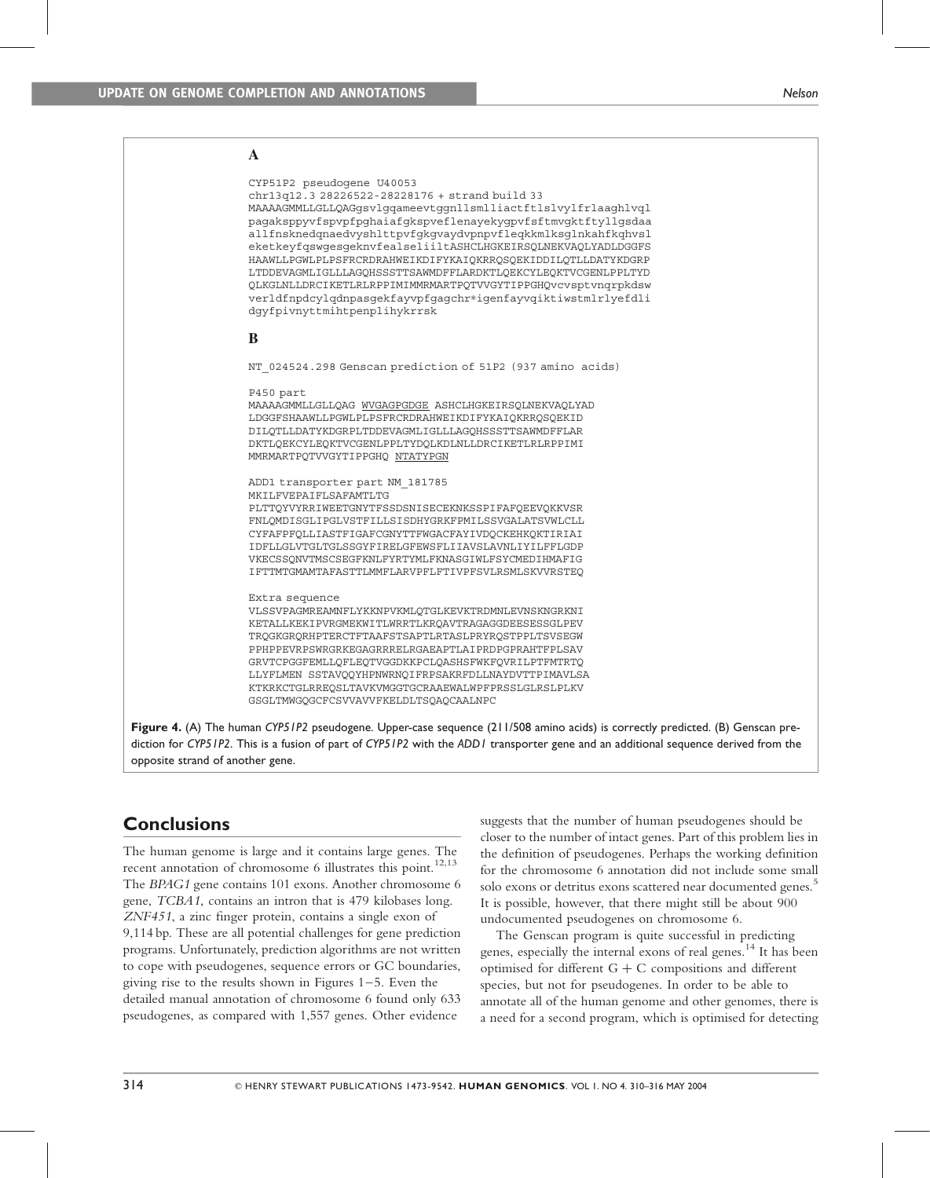**A**

```
CYP51P2 pseudogene U40053
chr13q12.3 28226522-28228176 + strand build 33
MAAAAGMMLLGLLQAGgsvlgqameevtggnllsmlliactftlslvylfrlaaghlvql
pagaksppyvfspvpfpghaiafgkspveflenayekygpvfsftmvgktftyllgsdaa
allfnsknedqnaedvyshlttpvfgkgvaydvpnpvfleqkkmlksglnkahfkqhvsl
eketkeyfqswgesgeknvfealseliiltASHCLHGKEIRSQLNEKVAQLYADLDGGFS
HAAWLLPGWLPLPSFRCRDRAHWEIKDIFYKAIQKRRQSQEKIDDILQTLLDATYKDGRP
LTDDEVAGMLIGLLLAGQHSSSTTSAWMDFFLARDKTLQEKCYLEQKTVCGENLPPLTYD
QLKGLNLLDRCIKETLRLRPPIMIMMRMARTPQTVVGYTIPPGHQvcvsptvnqrpkdsw
verldfnpdcylqdnpasgekfayvpfgagchr*igenfayvqiktiwstmlrlyefdli
dgyfpivnyttmihtpenplihykrrsk
```

**B**

```
NT_024524.298 Genscan prediction of 51P2 (937 amino acids)

P450 part
MAAAAGMMLLGLLQAG WVGAGPGDGE ASHCLHGKEIRSQLNEKVAQLYAD
LDGGFSHAAWLLPGWLPLPSFRCRDRAHWEIKDIFYKAIQKRRQSQEKID
DILQTLLDATYKDGRPLTDDEVAGMLIGLLLAGQHSSSTTSAWMDFFLAR
DKTLQEKCYLEQKTVCGENLPPLTYDQLKDLNLLDRCIKETLRLRPPIMI
MMRMARTPQTVVGYTIPPGHQ NTATYPGN

ADD1 transporter part NM_181785
MKILFVEPAIFLSAFAMTLTG
PLTTQYVYRRIWEETGNYTFSSDSNISECEKNKSSPIFAFQEEVQKKVSR
FNLQMDISGLIPGLVSTFILLSISDHYGRKFPMILSSVGALATSVWLCLL
CYFAFPFQLLIASTFIGAFCGNYTTFWGACFAYIVDQCKEHKQKTIRIAI
IDFLLGLVTGLTGLSSGYFIRELGFEWSFLIIAVSLAVNLIYILFFLGDP
VKECSSQNVTMSCSEGFKNLFYRTYMLFKNASGIWLFSYCMEDIHMAFIG
IFTTMTGMAMTAFASTTLMMFLARVPFLFTIVPFSVLRSMLSKVVRSTEQ

Extra sequence
VLSSVPAGMREAMNFLYKKNPVKMLQTGLKEVKTRDMNLEVNSKNGRKNI
KETALLKEKIPVRGMEKWITLWRRTLKRQAVTRAGAGGDEESESSGLPEV
TRQGKGRQRHPTERCTFTAAFSTSAPTLRTASLPRYRQSTPPLTSVSEGW
PPHPPEVRPSWRGRKEGAGRRRELRGAEAPTLAIPRDPGPRAHTFPLSAV
GRVTCPGGFEMLLQFLEQTVGGDKKPCLQASHSFWKFQVRILPTFMTRTQ
LLYFLMEN SSTAVQQYHPNWRNQIFRPSAKRFDLLNAYDVTTPIMAVLSA
KTKRKCTGLRREQSLTAVKVMGGTGCRAAEWALWPFPRSSLGLRSLPLKV
GSGLTMWGQGCFCSVVAVVFKELDLTSQAQCAALNPC
```

**Figure 4.** (A) The human *CYP51P2* pseudogene. Upper-case sequence (211/508 amino acids) is correctly predicted. (B) Genscan prediction for *CYP51P2*. This is a fusion of part of *CYP51P2* with the *ADD1* transporter gene and an additional sequence derived from the opposite strand of another gene.

## Conclusions

The human genome is large and it contains large genes. The recent annotation of chromosome 6 illustrates this point.[12,13] The *BPAG1* gene contains 101 exons. Another chromosome 6 gene, *TCBA1*, contains an intron that is 479 kilobases long. *ZNF451*, a zinc finger protein, contains a single exon of 9,114 bp. These are all potential challenges for gene prediction programs. Unfortunately, prediction algorithms are not written to cope with pseudogenes, sequence errors or GC boundaries, giving rise to the results shown in Figures 1–5. Even the detailed manual annotation of chromosome 6 found only 633 pseudogenes, as compared with 1,557 genes. Other evidence suggests that the number of human pseudogenes should be closer to the number of intact genes. Part of this problem lies in the definition of pseudogenes. Perhaps the working definition for the chromosome 6 annotation did not include some small solo exons or detritus exons scattered near documented genes.[5] It is possible, however, that there might still be about 900 undocumented pseudogenes on chromosome 6.

The Genscan program is quite successful in predicting genes, especially the internal exons of real genes.[14] It has been optimised for different G + C compositions and different species, but not for pseudogenes. In order to be able to annotate all of the human genome and other genomes, there is a need for a second program, which is optimised for detecting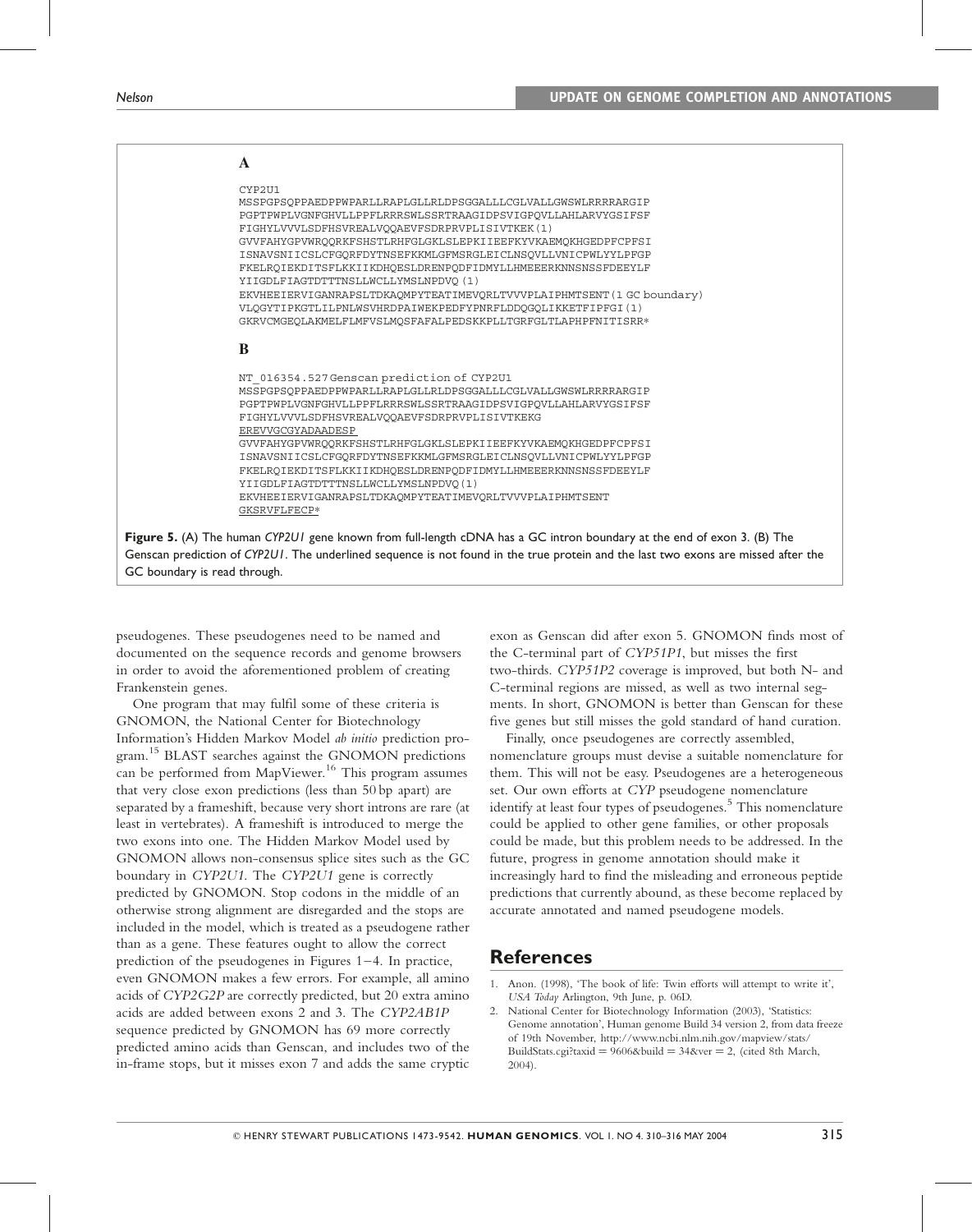**A**

```
CYP2U1
MSSPGPSQPPAEDPPWPARLLRAPLGLLRLDPSGGALLLCGLVALLGWSWLRRRRARGIP
PGPTPWPLVGNFGHVLLPPFLRRRSWLSSRTRAAGIDPSVIGPQVLLAHLARVYGSIFSF
FIGHYLVVVLSDFHSVREALVQQAEVFSDRPRVPLISIVTKEK(1)
GVVFAHYGPVWRQQRKFSHSTLRHFGLGKLSLEPKIIEEFKYVKAEMQKHGEDPFCPFSI
ISNAVSNIICSLCFGQRFDYTNSEFKKMLGFMSRGLEICLNSQVLLVNICPWLYYLPFGP
FKELRQIEKDITSFLKKIIKDHQESLDRENPQDFIDMYLLHMEEERKNNSNSSFDEEYLF
YIIGDLFIAGTDTTTNSLLWCLLYMSLNPDVQ(1)
EKVHEEIERVIGANRAPSLTDKAQMPYTEATIMEVQRLTVVVPLAIPHMTSENT(1 GC boundary)
VLQGYTIPKGTLILPNLWSVHRDPAIWEKPEDFYPNRFLDDQGQLIKKETFIPFGI(1)
GKRVCMGEQLAKMELFLMFVSLMQSFAFALPEDSKKPLLTGRFGLTLAPHPFNITISRR*
```

**B**

```
NT_016354.527 Genscan prediction of CYP2U1
MSSPGPSQPPAEDPPWPARLLRAPLGLLRLDPSGGALLLCGLVALLGWSWLRRRRARGIP
PGPTPWPLVGNFGHVLLPPFLRRRSWLSSRTRAAGIDPSVIGPQVLLAHLARVYGSIFSF
FIGHYLVVVLSDFHSVREALVQQAEVFSDRPRVPLISIVTKEKG
EREVVGCGYADAADESP
GVVFAHYGPVWRQQRKFSHSTLRHFGLGKLSLEPKIIEEFKYVKAEMQKHGEDPFCPFSI
ISNAVSNIICSLCFGQRFDYTNSEFKKMLGFMSRGLEICLNSQVLLVNICPWLYYLPFGP
FKELRQIEKDITSFLKKIIKDHQESLDRENPQDFIDMYLLHMEEERKNNSNSSFDEEYLF
YIIGDLFIAGTDTTTNSLLWCLLYMSLNPDVQ(1)
EKVHEEIERVIGANRAPSLTDKAQMPYTEATIMEVQRLTVVVPLAIPHMTSENT
GKSRVFLFECP*
```

**Figure 5.** (A) The human *CYP2U1* gene known from full-length cDNA has a GC intron boundary at the end of exon 3. (B) The Genscan prediction of *CYP2U1*. The underlined sequence is not found in the true protein and the last two exons are missed after the GC boundary is read through.

pseudogenes. These pseudogenes need to be named and documented on the sequence records and genome browsers in order to avoid the aforementioned problem of creating Frankenstein genes.

One program that may fulfil some of these criteria is GNOMON, the National Center for Biotechnology Information's Hidden Markov Model *ab initio* prediction program.[15] BLAST searches against the GNOMON predictions can be performed from MapViewer.[16] This program assumes that very close exon predictions (less than 50 bp apart) are separated by a frameshift, because very short introns are rare (at least in vertebrates). A frameshift is introduced to merge the two exons into one. The Hidden Markov Model used by GNOMON allows non-consensus splice sites such as the GC boundary in *CYP2U1*. The *CYP2U1* gene is correctly predicted by GNOMON. Stop codons in the middle of an otherwise strong alignment are disregarded and the stops are included in the model, which is treated as a pseudogene rather than as a gene. These features ought to allow the correct prediction of the pseudogenes in Figures 1–4. In practice, even GNOMON makes a few errors. For example, all amino acids of *CYP2G2P* are correctly predicted, but 20 extra amino acids are added between exons 2 and 3. The *CYP2AB1P* sequence predicted by GNOMON has 69 more correctly predicted amino acids than Genscan, and includes two of the in-frame stops, but it misses exon 7 and adds the same cryptic exon as Genscan did after exon 5. GNOMON finds most of the C-terminal part of *CYP51P1*, but misses the first two-thirds. *CYP51P2* coverage is improved, but both N- and C-terminal regions are missed, as well as two internal segments. In short, GNOMON is better than Genscan for these five genes but still misses the gold standard of hand curation.

Finally, once pseudogenes are correctly assembled, nomenclature groups must devise a suitable nomenclature for them. This will not be easy. Pseudogenes are a heterogeneous set. Our own efforts at *CYP* pseudogene nomenclature identify at least four types of pseudogenes.[5] This nomenclature could be applied to other gene families, or other proposals could be made, but this problem needs to be addressed. In the future, progress in genome annotation should make it increasingly hard to find the misleading and erroneous peptide predictions that currently abound, as these become replaced by accurate annotated and named pseudogene models.

## References

1. Anon. (1998), 'The book of life: Twin efforts will attempt to write it', *USA Today* Arlington, 9th June, p. 06D.
2. National Center for Biotechnology Information (2003), 'Statistics: Genome annotation', Human genome Build 34 version 2, from data freeze of 19th November, http://www.ncbi.nlm.nih.gov/mapview/stats/BuildStats.cgi?taxid = 9606&build = 34&ver = 2, (cited 8th March, 2004).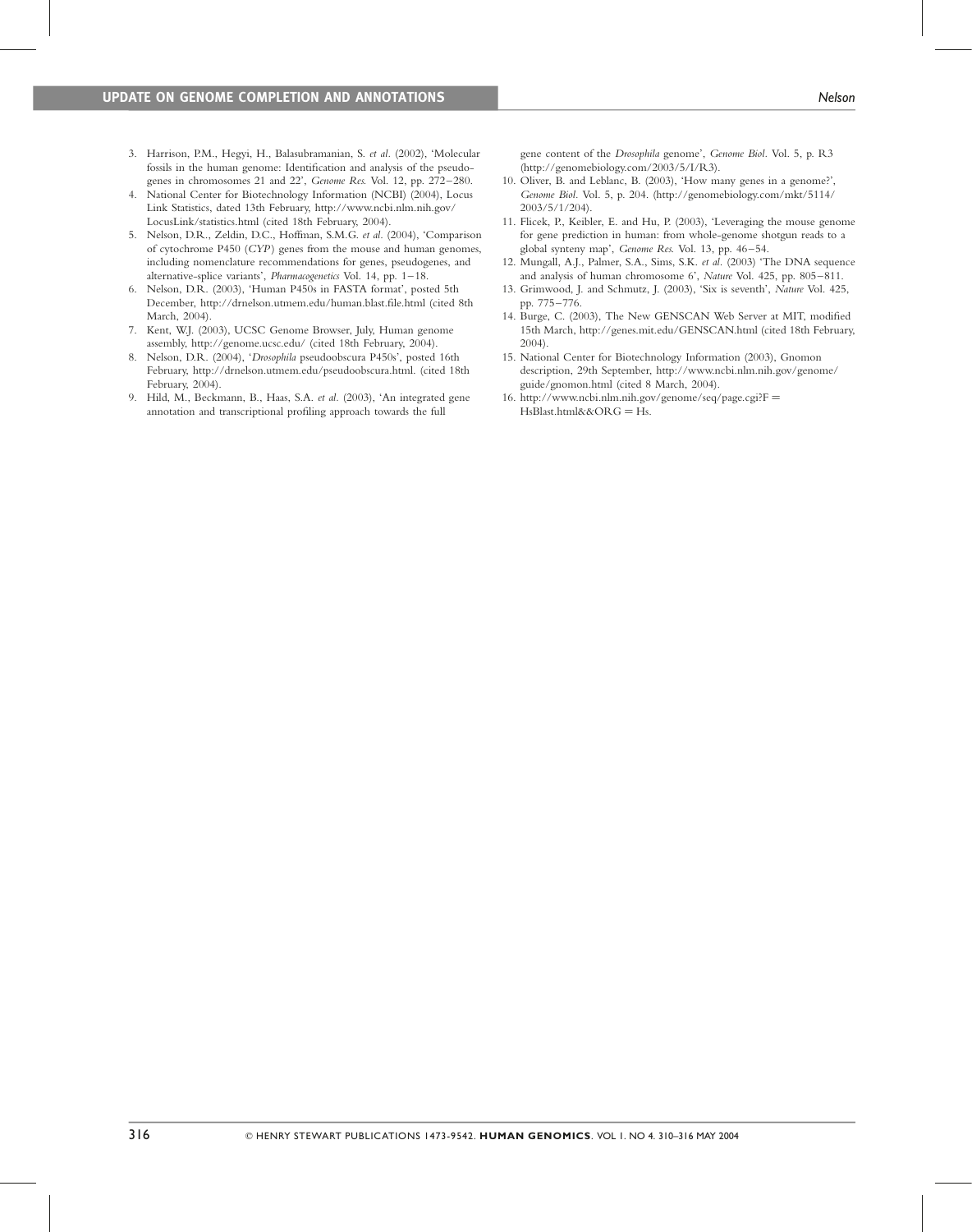3. Harrison, P.M., Hegyi, H., Balasubramanian, S. *et al.* (2002), 'Molecular fossils in the human genome: Identification and analysis of the pseudogenes in chromosomes 21 and 22', *Genome Res.* Vol. 12, pp. 272–280.
4. National Center for Biotechnology Information (NCBI) (2004), Locus Link Statistics, dated 13th February, http://www.ncbi.nlm.nih.gov/LocusLink/statistics.html (cited 18th February, 2004).
5. Nelson, D.R., Zeldin, D.C., Hoffman, S.M.G. *et al.* (2004), 'Comparison of cytochrome P450 (*CYP*) genes from the mouse and human genomes, including nomenclature recommendations for genes, pseudogenes, and alternative-splice variants', *Pharmacogenetics* Vol. 14, pp. 1–18.
6. Nelson, D.R. (2003), 'Human P450s in FASTA format', posted 5th December, http://drnelson.utmem.edu/human.blast.file.html (cited 8th March, 2004).
7. Kent, W.J. (2003), UCSC Genome Browser, July, Human genome assembly, http://genome.ucsc.edu/ (cited 18th February, 2004).
8. Nelson, D.R. (2004), '*Drosophila* pseudoobscura P450s', posted 16th February, http://drnelson.utmem.edu/pseudoobscura.html. (cited 18th February, 2004).
9. Hild, M., Beckmann, B., Haas, S.A. *et al.* (2003), 'An integrated gene annotation and transcriptional profiling approach towards the full gene content of the *Drosophila* genome', *Genome Biol.* Vol. 5, p. R3 (http://genomebiology.com/2003/5/I/R3).
10. Oliver, B. and Leblanc, B. (2003), 'How many genes in a genome?', *Genome Biol.* Vol. 5, p. 204. (http://genomebiology.com/mkt/5114/2003/5/1/204).
11. Flicek, P., Keibler, E. and Hu, P. (2003), 'Leveraging the mouse genome for gene prediction in human: from whole-genome shotgun reads to a global synteny map', *Genome Res.* Vol. 13, pp. 46–54.
12. Mungall, A.J., Palmer, S.A., Sims, S.K. *et al.* (2003) 'The DNA sequence and analysis of human chromosome 6', *Nature* Vol. 425, pp. 805–811.
13. Grimwood, J. and Schmutz, J. (2003), 'Six is seventh', *Nature* Vol. 425, pp. 775–776.
14. Burge, C. (2003), The New GENSCAN Web Server at MIT, modified 15th March, http://genes.mit.edu/GENSCAN.html (cited 18th February, 2004).
15. National Center for Biotechnology Information (2003), Gnomon description, 29th September, http://www.ncbi.nlm.nih.gov/genome/guide/gnomon.html (cited 8 March, 2004).
16. http://www.ncbi.nlm.nih.gov/genome/seq/page.cgi?F = HsBlast.html&&ORG = Hs.